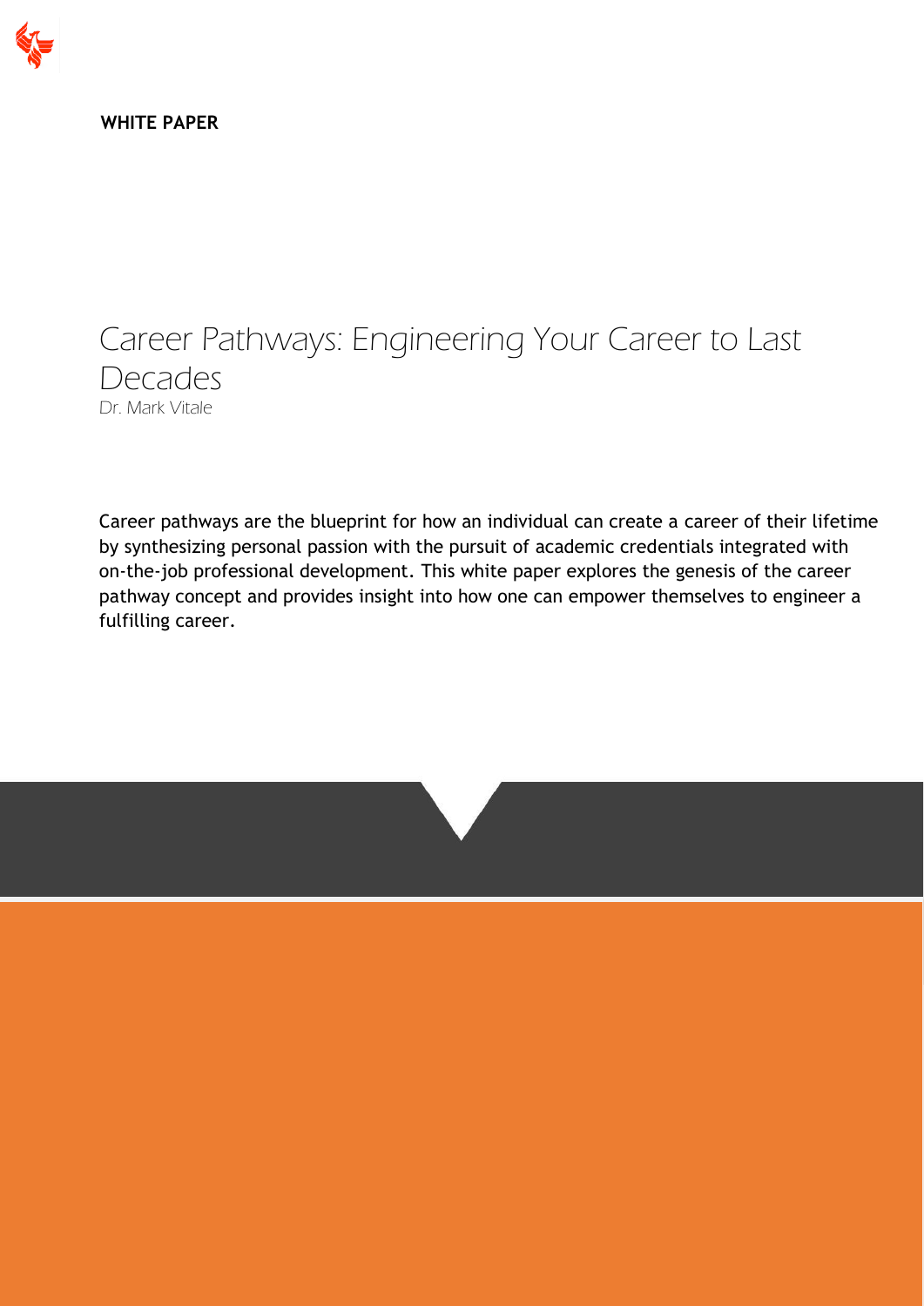**WHITE PAPER**

# Career Pathways: Engineering Your Career to Last Decades

*Dr. Mark Vitale*

Career pathways are the blueprint for how an individual can create a career of their lifetime by synthesizing personal passion with the pursuit of academic credentials integrated with on-the-job professional development. This white paper explores the genesis of the career pathway concept and provides insight into how one can empower themselves to engineer a fulfilling career.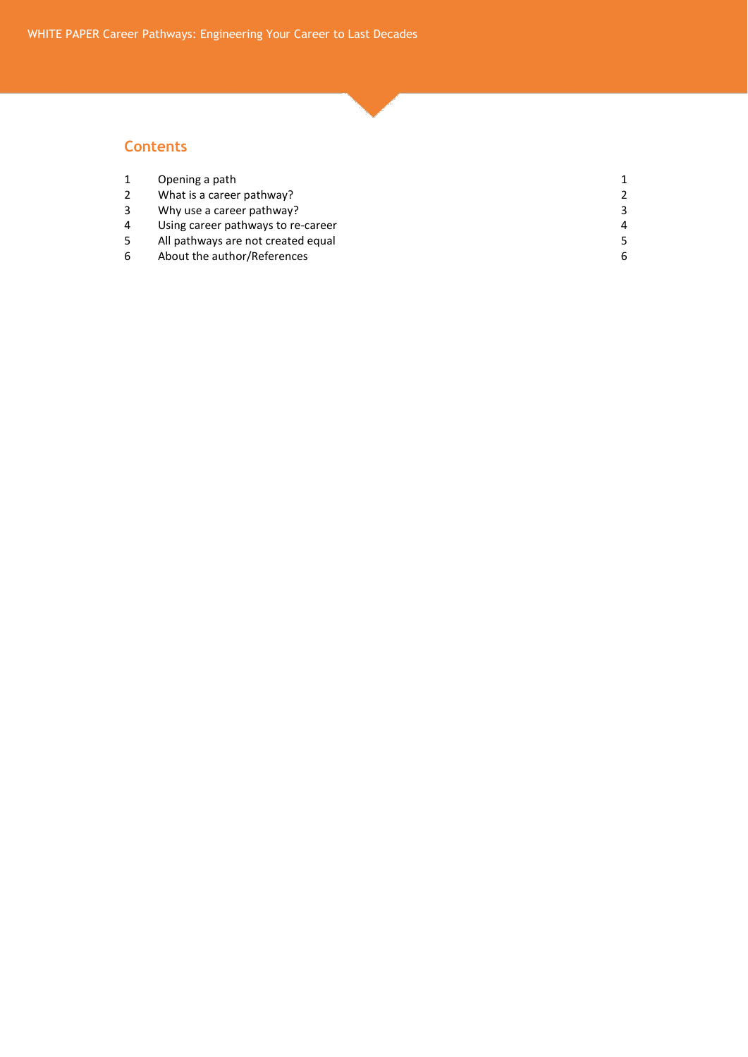## Contents

| | | |
|---|---|---|
| 1 | Opening a path | 1 |
| 2 | What is a career pathway? | 2 |
| 3 | Why use a career pathway? | 3 |
| 4 | Using career pathways to re-career | 4 |
| 5 | All pathways are not created equal | 5 |
| 6 | About the author/References | 6 |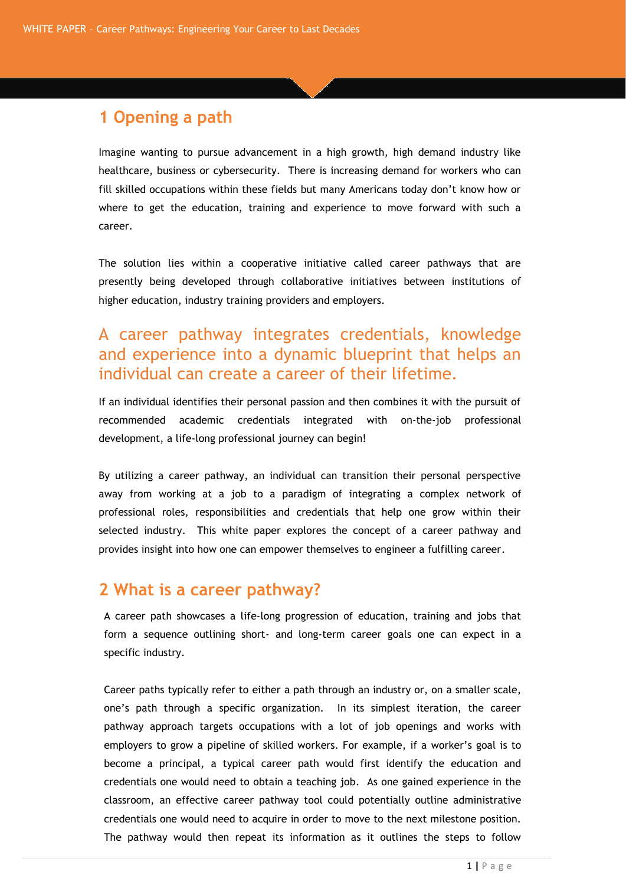## 1 Opening a path

Imagine wanting to pursue advancement in a high growth, high demand industry like healthcare, business or cybersecurity. There is increasing demand for workers who can fill skilled occupations within these fields but many Americans today don't know how or where to get the education, training and experience to move forward with such a career.

The solution lies within a cooperative initiative called career pathways that are presently being developed through collaborative initiatives between institutions of higher education, industry training providers and employers.

### A career pathway integrates credentials, knowledge and experience into a dynamic blueprint that helps an individual can create a career of their lifetime.

If an individual identifies their personal passion and then combines it with the pursuit of recommended academic credentials integrated with on-the-job professional development, a life-long professional journey can begin!

By utilizing a career pathway, an individual can transition their personal perspective away from working at a job to a paradigm of integrating a complex network of professional roles, responsibilities and credentials that help one grow within their selected industry. This white paper explores the concept of a career pathway and provides insight into how one can empower themselves to engineer a fulfilling career.

## 2 What is a career pathway?

A career path showcases a life-long progression of education, training and jobs that form a sequence outlining short- and long-term career goals one can expect in a specific industry.

Career paths typically refer to either a path through an industry or, on a smaller scale, one's path through a specific organization. In its simplest iteration, the career pathway approach targets occupations with a lot of job openings and works with employers to grow a pipeline of skilled workers. For example, if a worker's goal is to become a principal, a typical career path would first identify the education and credentials one would need to obtain a teaching job. As one gained experience in the classroom, an effective career pathway tool could potentially outline administrative credentials one would need to acquire in order to move to the next milestone position. The pathway would then repeat its information as it outlines the steps to follow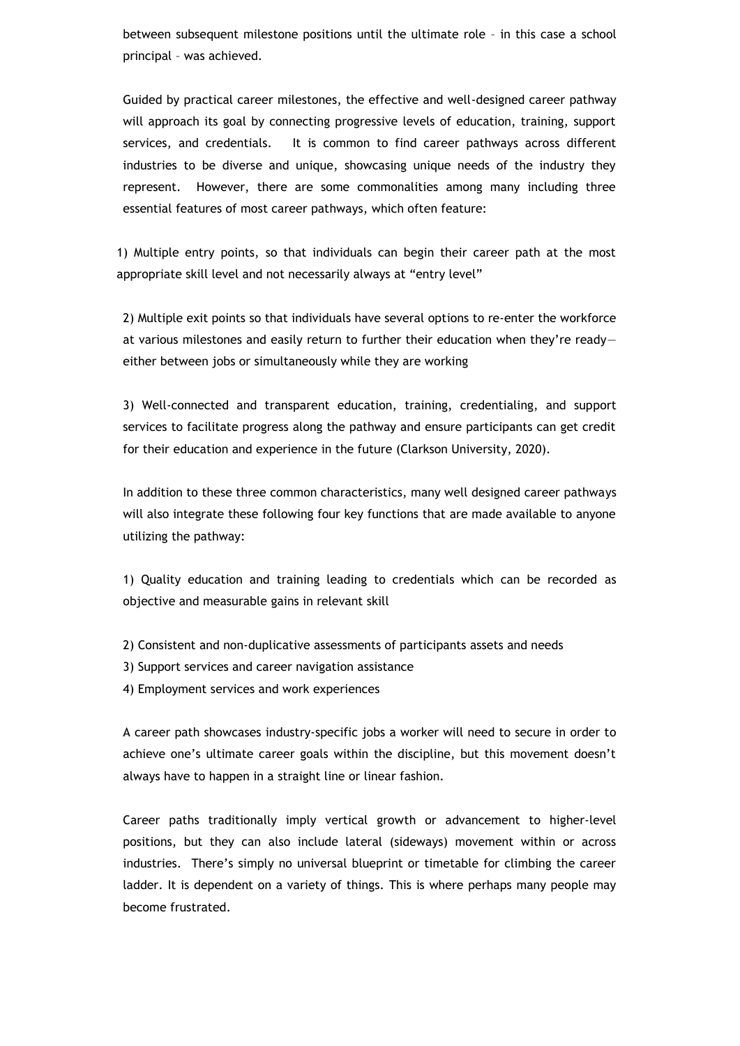between subsequent milestone positions until the ultimate role – in this case a school principal – was achieved.

Guided by practical career milestones, the effective and well-designed career pathway will approach its goal by connecting progressive levels of education, training, support services, and credentials. It is common to find career pathways across different industries to be diverse and unique, showcasing unique needs of the industry they represent. However, there are some commonalities among many including three essential features of most career pathways, which often feature:

1) Multiple entry points, so that individuals can begin their career path at the most appropriate skill level and not necessarily always at "entry level"

2) Multiple exit points so that individuals have several options to re-enter the workforce at various milestones and easily return to further their education when they're ready—either between jobs or simultaneously while they are working

3) Well-connected and transparent education, training, credentialing, and support services to facilitate progress along the pathway and ensure participants can get credit for their education and experience in the future (Clarkson University, 2020).

In addition to these three common characteristics, many well designed career pathways will also integrate these following four key functions that are made available to anyone utilizing the pathway:

1) Quality education and training leading to credentials which can be recorded as objective and measurable gains in relevant skill

2) Consistent and non-duplicative assessments of participants assets and needs
3) Support services and career navigation assistance
4) Employment services and work experiences

A career path showcases industry-specific jobs a worker will need to secure in order to achieve one's ultimate career goals within the discipline, but this movement doesn't always have to happen in a straight line or linear fashion.

Career paths traditionally imply vertical growth or advancement to higher-level positions, but they can also include lateral (sideways) movement within or across industries. There's simply no universal blueprint or timetable for climbing the career ladder. It is dependent on a variety of things. This is where perhaps many people may become frustrated.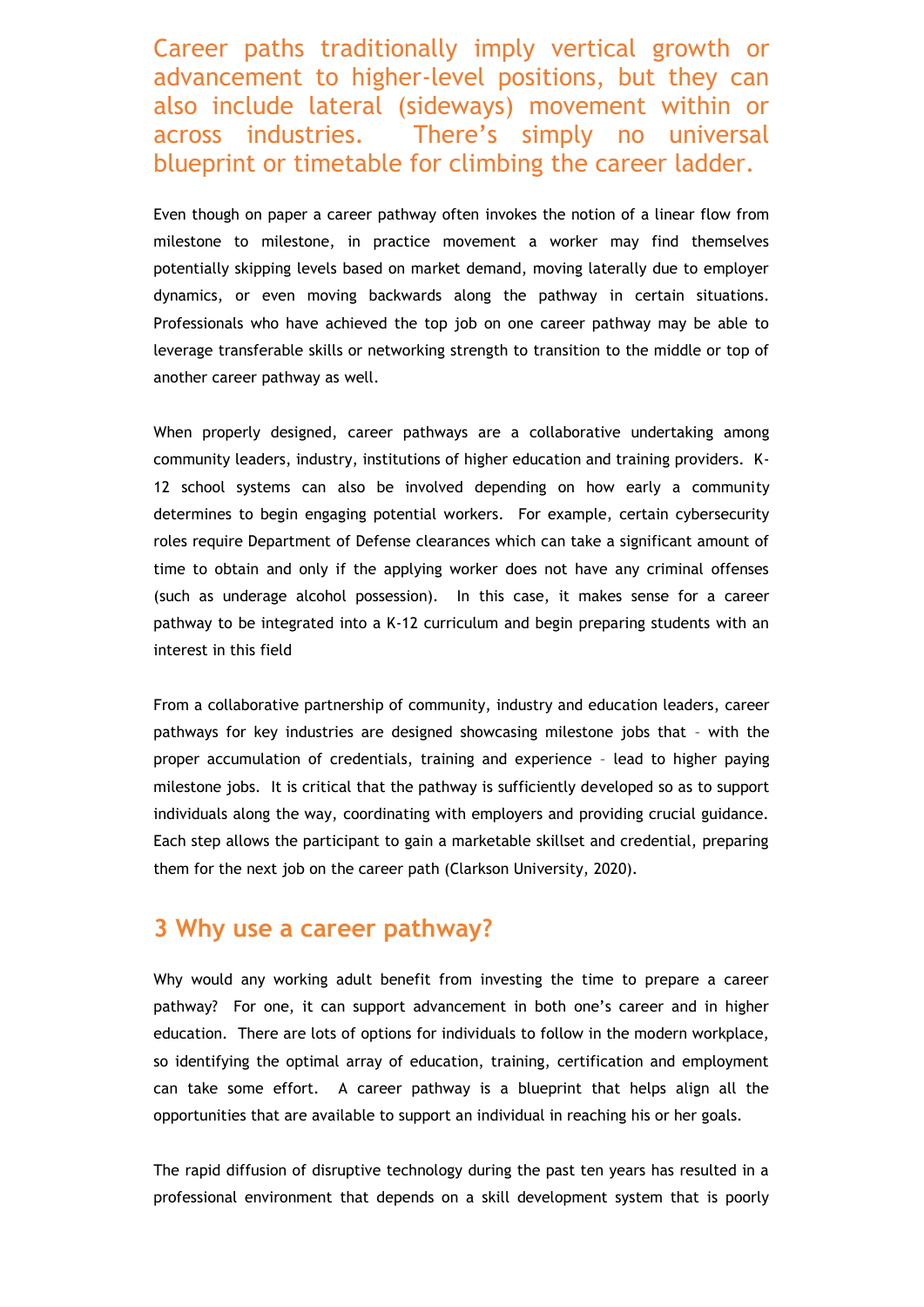Career paths traditionally imply vertical growth or advancement to higher-level positions, but they can also include lateral (sideways) movement within or across industries. There's simply no universal blueprint or timetable for climbing the career ladder.

Even though on paper a career pathway often invokes the notion of a linear flow from milestone to milestone, in practice movement a worker may find themselves potentially skipping levels based on market demand, moving laterally due to employer dynamics, or even moving backwards along the pathway in certain situations. Professionals who have achieved the top job on one career pathway may be able to leverage transferable skills or networking strength to transition to the middle or top of another career pathway as well.

When properly designed, career pathways are a collaborative undertaking among community leaders, industry, institutions of higher education and training providers. K-12 school systems can also be involved depending on how early a community determines to begin engaging potential workers. For example, certain cybersecurity roles require Department of Defense clearances which can take a significant amount of time to obtain and only if the applying worker does not have any criminal offenses (such as underage alcohol possession). In this case, it makes sense for a career pathway to be integrated into a K-12 curriculum and begin preparing students with an interest in this field

From a collaborative partnership of community, industry and education leaders, career pathways for key industries are designed showcasing milestone jobs that – with the proper accumulation of credentials, training and experience – lead to higher paying milestone jobs. It is critical that the pathway is sufficiently developed so as to support individuals along the way, coordinating with employers and providing crucial guidance. Each step allows the participant to gain a marketable skillset and credential, preparing them for the next job on the career path (Clarkson University, 2020).

## 3 Why use a career pathway?

Why would any working adult benefit from investing the time to prepare a career pathway? For one, it can support advancement in both one's career and in higher education. There are lots of options for individuals to follow in the modern workplace, so identifying the optimal array of education, training, certification and employment can take some effort. A career pathway is a blueprint that helps align all the opportunities that are available to support an individual in reaching his or her goals.

The rapid diffusion of disruptive technology during the past ten years has resulted in a professional environment that depends on a skill development system that is poorly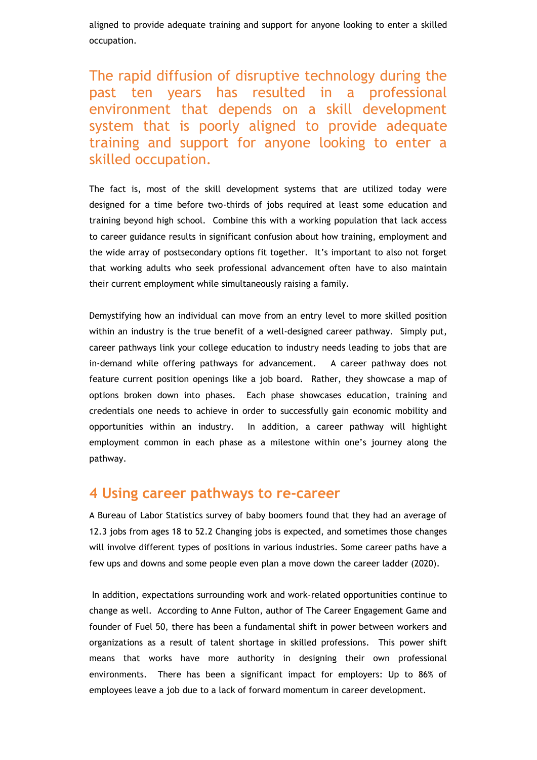aligned to provide adequate training and support for anyone looking to enter a skilled occupation.

> The rapid diffusion of disruptive technology during the past ten years has resulted in a professional environment that depends on a skill development system that is poorly aligned to provide adequate training and support for anyone looking to enter a skilled occupation.

The fact is, most of the skill development systems that are utilized today were designed for a time before two-thirds of jobs required at least some education and training beyond high school. Combine this with a working population that lack access to career guidance results in significant confusion about how training, employment and the wide array of postsecondary options fit together. It's important to also not forget that working adults who seek professional advancement often have to also maintain their current employment while simultaneously raising a family.

Demystifying how an individual can move from an entry level to more skilled position within an industry is the true benefit of a well-designed career pathway. Simply put, career pathways link your college education to industry needs leading to jobs that are in-demand while offering pathways for advancement. A career pathway does not feature current position openings like a job board. Rather, they showcase a map of options broken down into phases. Each phase showcases education, training and credentials one needs to achieve in order to successfully gain economic mobility and opportunities within an industry. In addition, a career pathway will highlight employment common in each phase as a milestone within one's journey along the pathway.

## 4 Using career pathways to re-career

A Bureau of Labor Statistics survey of baby boomers found that they had an average of 12.3 jobs from ages 18 to 52.2 Changing jobs is expected, and sometimes those changes will involve different types of positions in various industries. Some career paths have a few ups and downs and some people even plan a move down the career ladder (2020).

In addition, expectations surrounding work and work-related opportunities continue to change as well. According to Anne Fulton, author of The Career Engagement Game and founder of Fuel 50, there has been a fundamental shift in power between workers and organizations as a result of talent shortage in skilled professions. This power shift means that works have more authority in designing their own professional environments. There has been a significant impact for employers: Up to 86% of employees leave a job due to a lack of forward momentum in career development.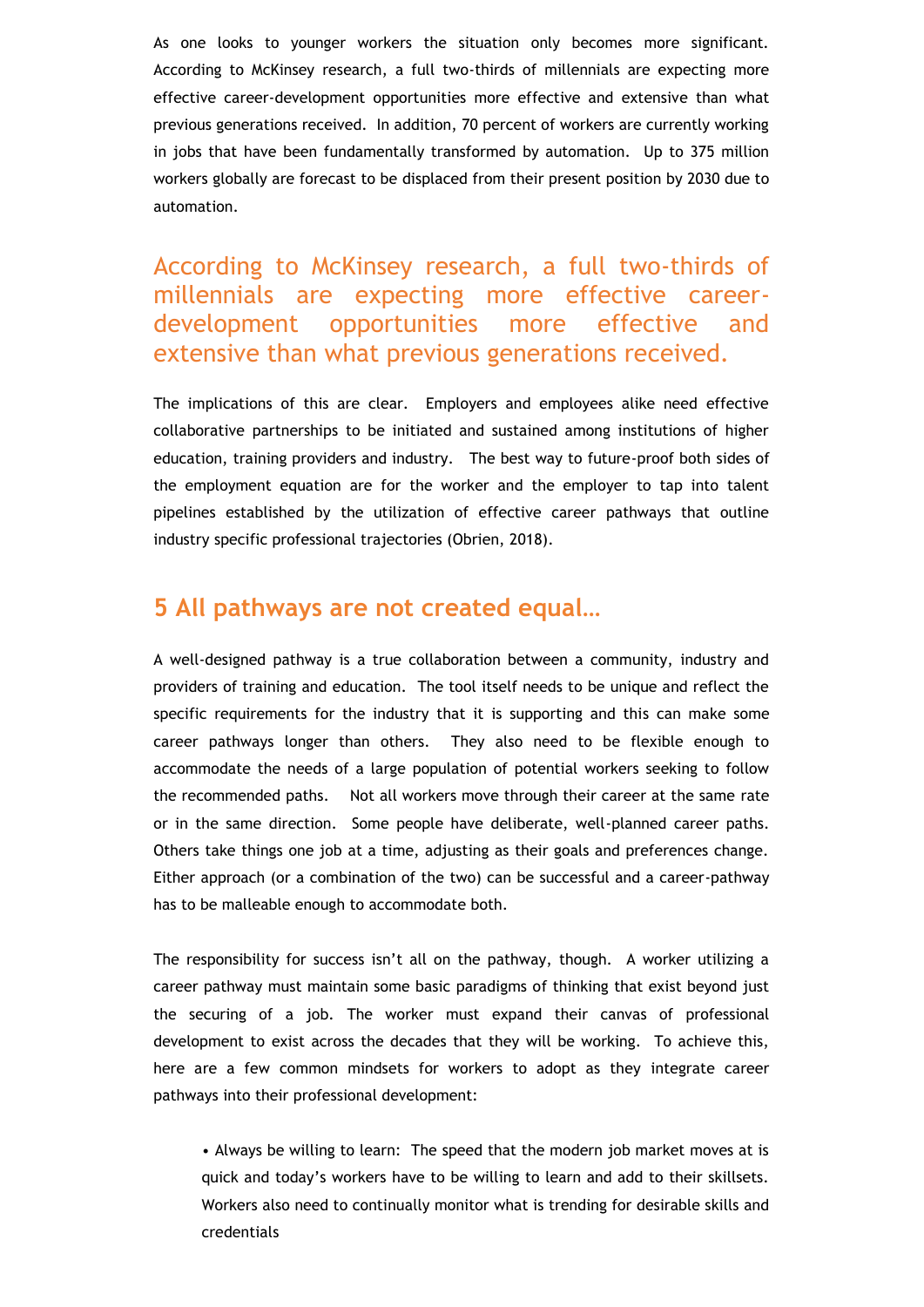As one looks to younger workers the situation only becomes more significant. According to McKinsey research, a full two-thirds of millennials are expecting more effective career-development opportunities more effective and extensive than what previous generations received. In addition, 70 percent of workers are currently working in jobs that have been fundamentally transformed by automation. Up to 375 million workers globally are forecast to be displaced from their present position by 2030 due to automation.

> According to McKinsey research, a full two-thirds of millennials are expecting more effective career-development opportunities more effective and extensive than what previous generations received.

The implications of this are clear. Employers and employees alike need effective collaborative partnerships to be initiated and sustained among institutions of higher education, training providers and industry. The best way to future-proof both sides of the employment equation are for the worker and the employer to tap into talent pipelines established by the utilization of effective career pathways that outline industry specific professional trajectories (Obrien, 2018).

## 5 All pathways are not created equal…

A well-designed pathway is a true collaboration between a community, industry and providers of training and education. The tool itself needs to be unique and reflect the specific requirements for the industry that it is supporting and this can make some career pathways longer than others. They also need to be flexible enough to accommodate the needs of a large population of potential workers seeking to follow the recommended paths. Not all workers move through their career at the same rate or in the same direction. Some people have deliberate, well-planned career paths. Others take things one job at a time, adjusting as their goals and preferences change. Either approach (or a combination of the two) can be successful and a career-pathway has to be malleable enough to accommodate both.

The responsibility for success isn't all on the pathway, though. A worker utilizing a career pathway must maintain some basic paradigms of thinking that exist beyond just the securing of a job. The worker must expand their canvas of professional development to exist across the decades that they will be working. To achieve this, here are a few common mindsets for workers to adopt as they integrate career pathways into their professional development:

- Always be willing to learn: The speed that the modern job market moves at is quick and today's workers have to be willing to learn and add to their skillsets. Workers also need to continually monitor what is trending for desirable skills and credentials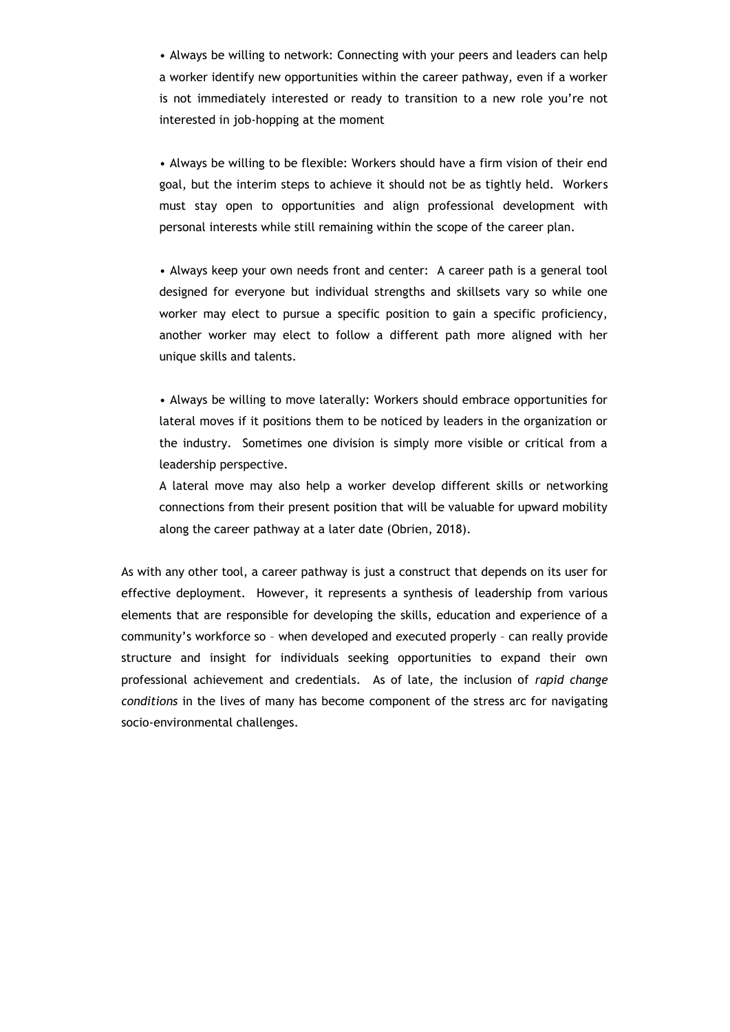- Always be willing to network: Connecting with your peers and leaders can help a worker identify new opportunities within the career pathway, even if a worker is not immediately interested or ready to transition to a new role you're not interested in job-hopping at the moment

- Always be willing to be flexible: Workers should have a firm vision of their end goal, but the interim steps to achieve it should not be as tightly held. Workers must stay open to opportunities and align professional development with personal interests while still remaining within the scope of the career plan.

- Always keep your own needs front and center: A career path is a general tool designed for everyone but individual strengths and skillsets vary so while one worker may elect to pursue a specific position to gain a specific proficiency, another worker may elect to follow a different path more aligned with her unique skills and talents.

- Always be willing to move laterally: Workers should embrace opportunities for lateral moves if it positions them to be noticed by leaders in the organization or the industry. Sometimes one division is simply more visible or critical from a leadership perspective.

  A lateral move may also help a worker develop different skills or networking connections from their present position that will be valuable for upward mobility along the career pathway at a later date (Obrien, 2018).

As with any other tool, a career pathway is just a construct that depends on its user for effective deployment. However, it represents a synthesis of leadership from various elements that are responsible for developing the skills, education and experience of a community's workforce so – when developed and executed properly – can really provide structure and insight for individuals seeking opportunities to expand their own professional achievement and credentials. As of late, the inclusion of *rapid change conditions* in the lives of many has become component of the stress arc for navigating socio-environmental challenges.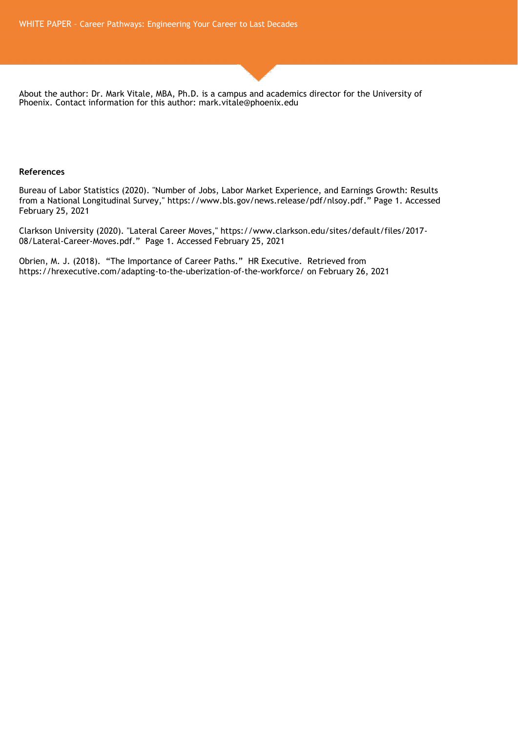About the author: Dr. Mark Vitale, MBA, Ph.D. is a campus and academics director for the University of Phoenix. Contact information for this author: mark.vitale@phoenix.edu

**References**

Bureau of Labor Statistics (2020). "Number of Jobs, Labor Market Experience, and Earnings Growth: Results from a National Longitudinal Survey," https://www.bls.gov/news.release/pdf/nlsoy.pdf." Page 1. Accessed February 25, 2021

Clarkson University (2020). "Lateral Career Moves," https://www.clarkson.edu/sites/default/files/2017-08/Lateral-Career-Moves.pdf." Page 1. Accessed February 25, 2021

Obrien, M. J. (2018). "The Importance of Career Paths." HR Executive. Retrieved from https://hrexecutive.com/adapting-to-the-uberization-of-the-workforce/ on February 26, 2021